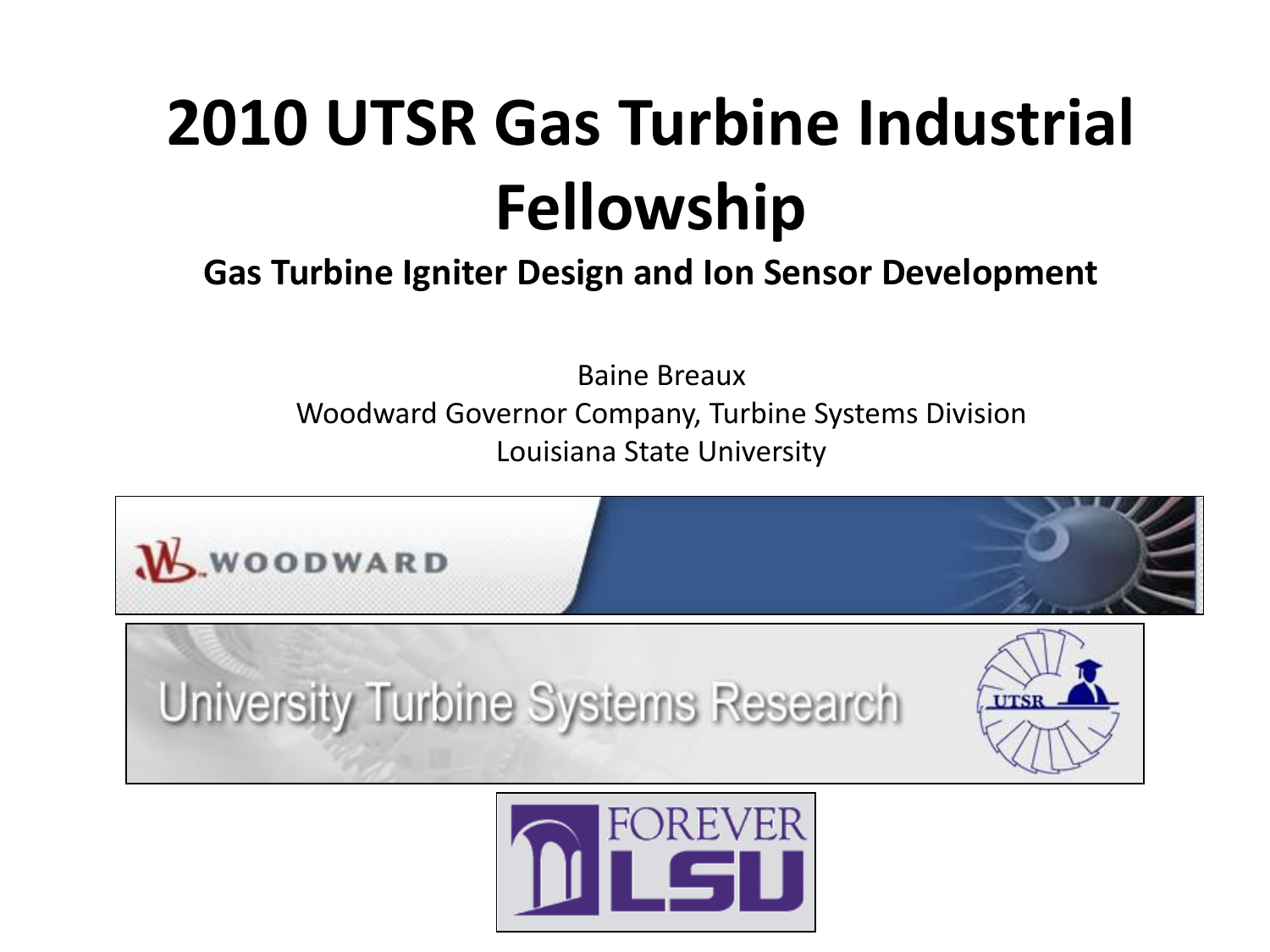# 2010 UTSR Gas Turbine Industrial Fellowship

**Gas Turbine Igniter Design and Ion Sensor Development**

Baine Breaux

Woodward Governor Company, Turbine Systems Division

Louisiana State University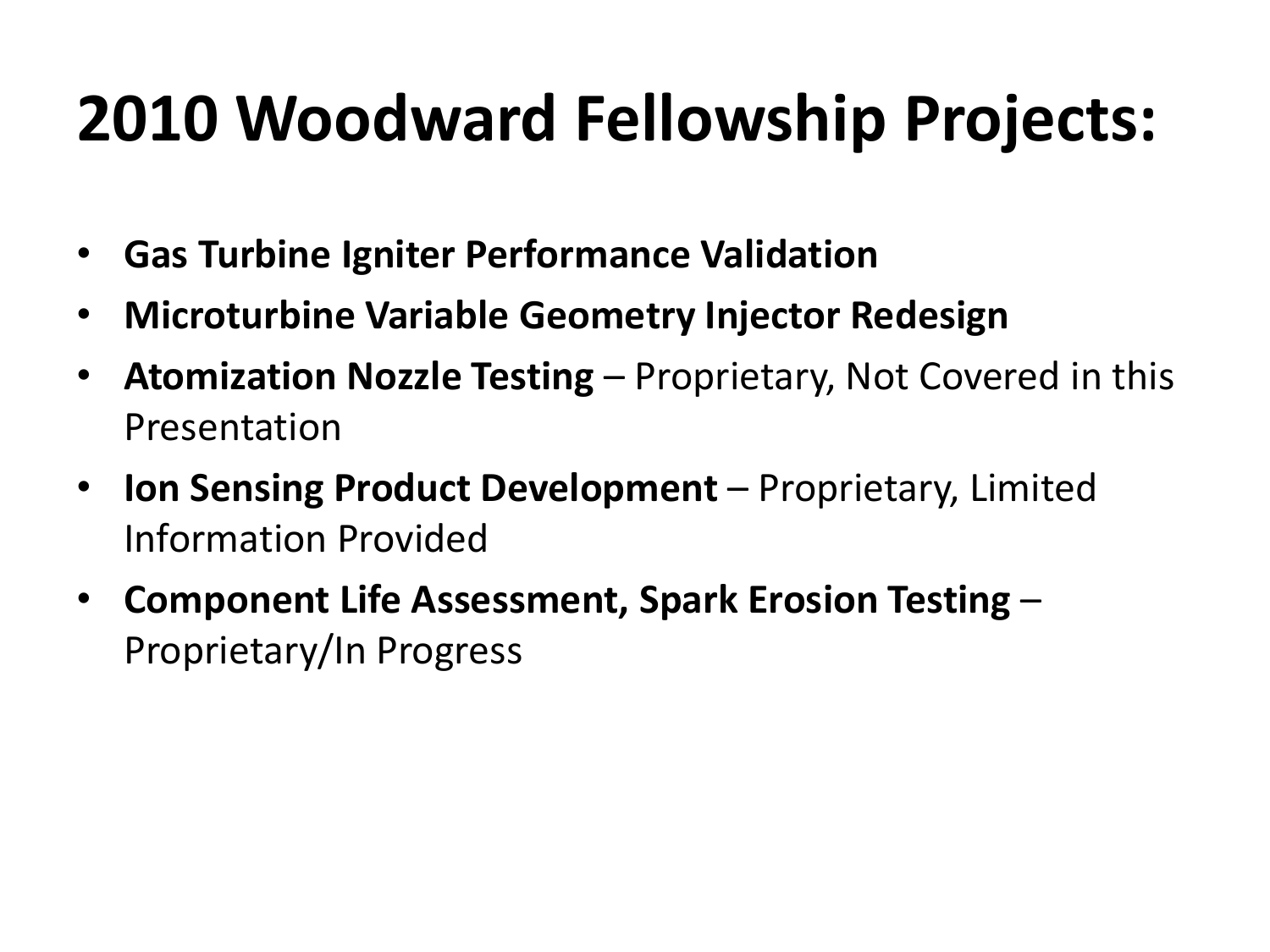# 2010 Woodward Fellowship Projects:

- **Gas Turbine Igniter Performance Validation**
- **Microturbine Variable Geometry Injector Redesign**
- **Atomization Nozzle Testing** – Proprietary, Not Covered in this Presentation
- **Ion Sensing Product Development** – Proprietary, Limited Information Provided
- **Component Life Assessment, Spark Erosion Testing** – Proprietary/In Progress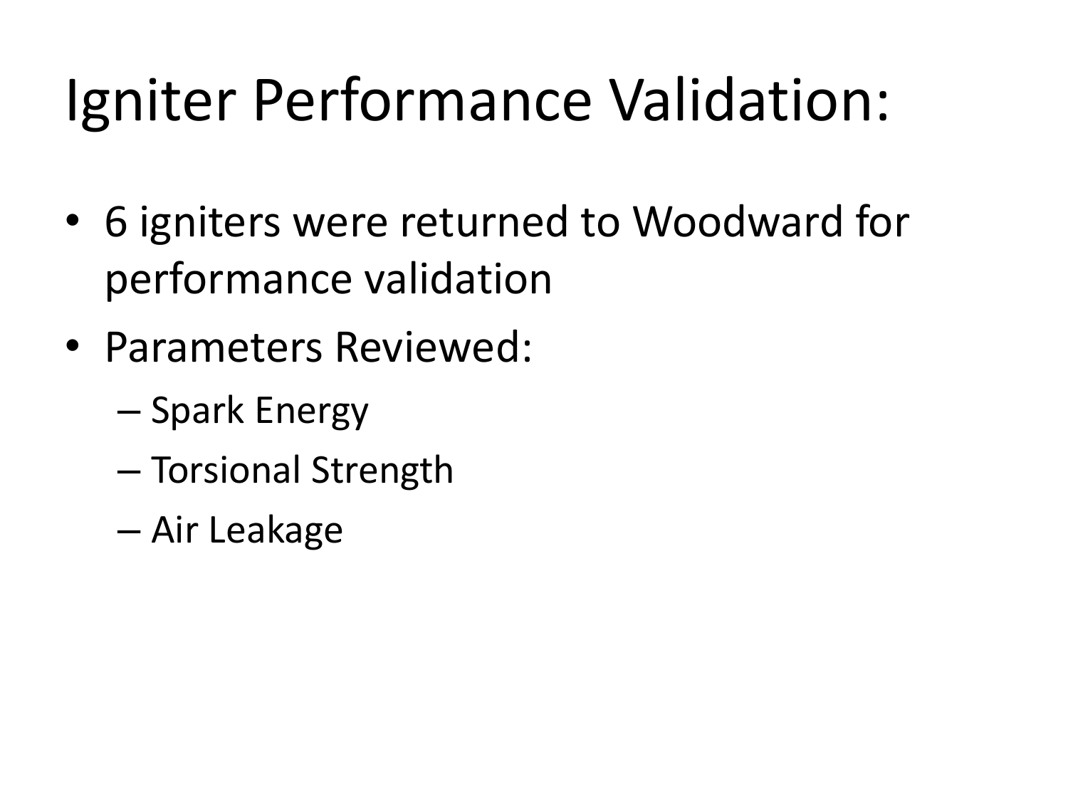# Igniter Performance Validation:

- 6 igniters were returned to Woodward for performance validation
- Parameters Reviewed:
  - Spark Energy
  - Torsional Strength
  - Air Leakage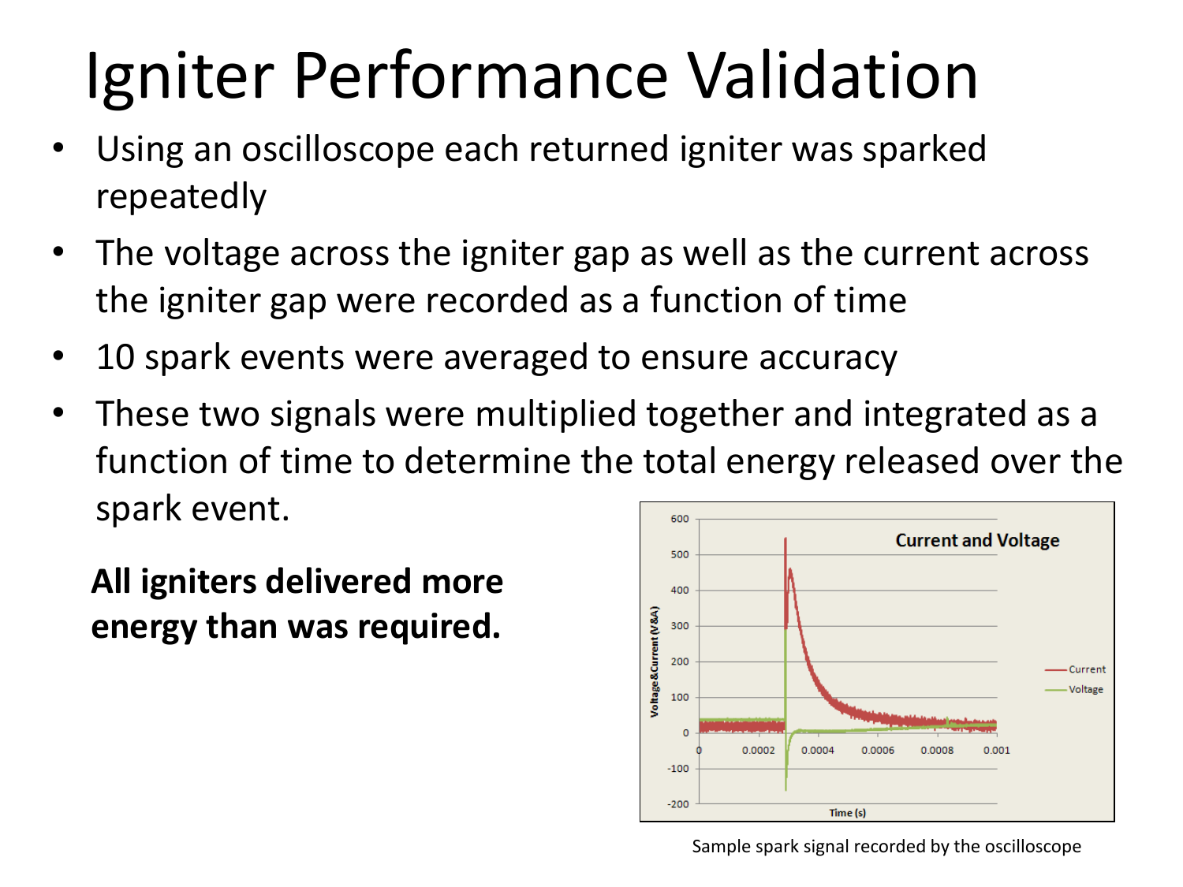# Igniter Performance Validation

- Using an oscilloscope each returned igniter was sparked repeatedly
- The voltage across the igniter gap as well as the current across the igniter gap were recorded as a function of time
- 10 spark events were averaged to ensure accuracy
- These two signals were multiplied together and integrated as a function of time to determine the total energy released over the spark event.

**All igniters delivered more energy than was required.**

Sample spark signal recorded by the oscilloscope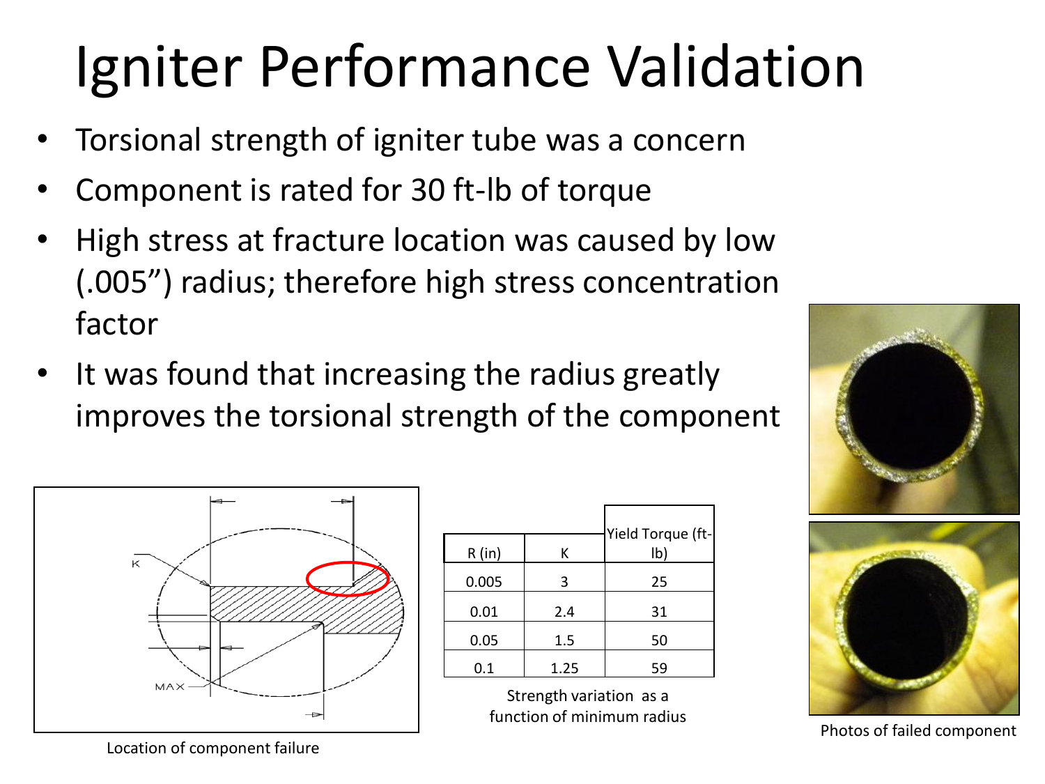# Igniter Performance Validation

- Torsional strength of igniter tube was a concern
- Component is rated for 30 ft-lb of torque
- High stress at fracture location was caused by low (.005") radius; therefore high stress concentration factor
- It was found that increasing the radius greatly improves the torsional strength of the component

Location of component failure

| R (in) | K | Yield Torque (ft-lb) |
|---|---|---|
| 0.005 | 3 | 25 |
| 0.01 | 2.4 | 31 |
| 0.05 | 1.5 | 50 |
| 0.1 | 1.25 | 59 |

Strength variation as a function of minimum radius

Photos of failed component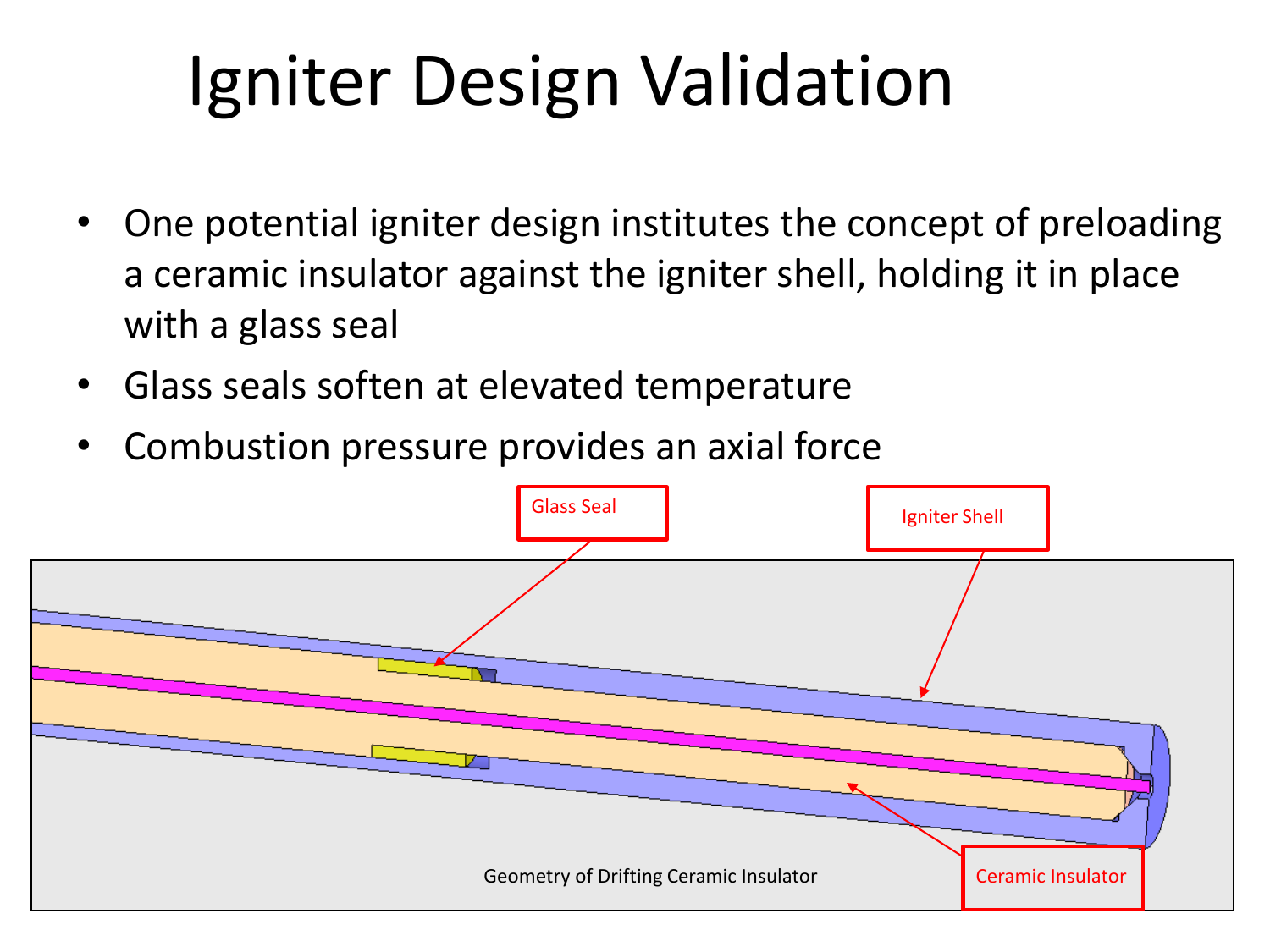# Igniter Design Validation

- One potential igniter design institutes the concept of preloading a ceramic insulator against the igniter shell, holding it in place with a glass seal
- Glass seals soften at elevated temperature
- Combustion pressure provides an axial force

Glass Seal

Igniter Shell

Ceramic Insulator

Geometry of Drifting Ceramic Insulator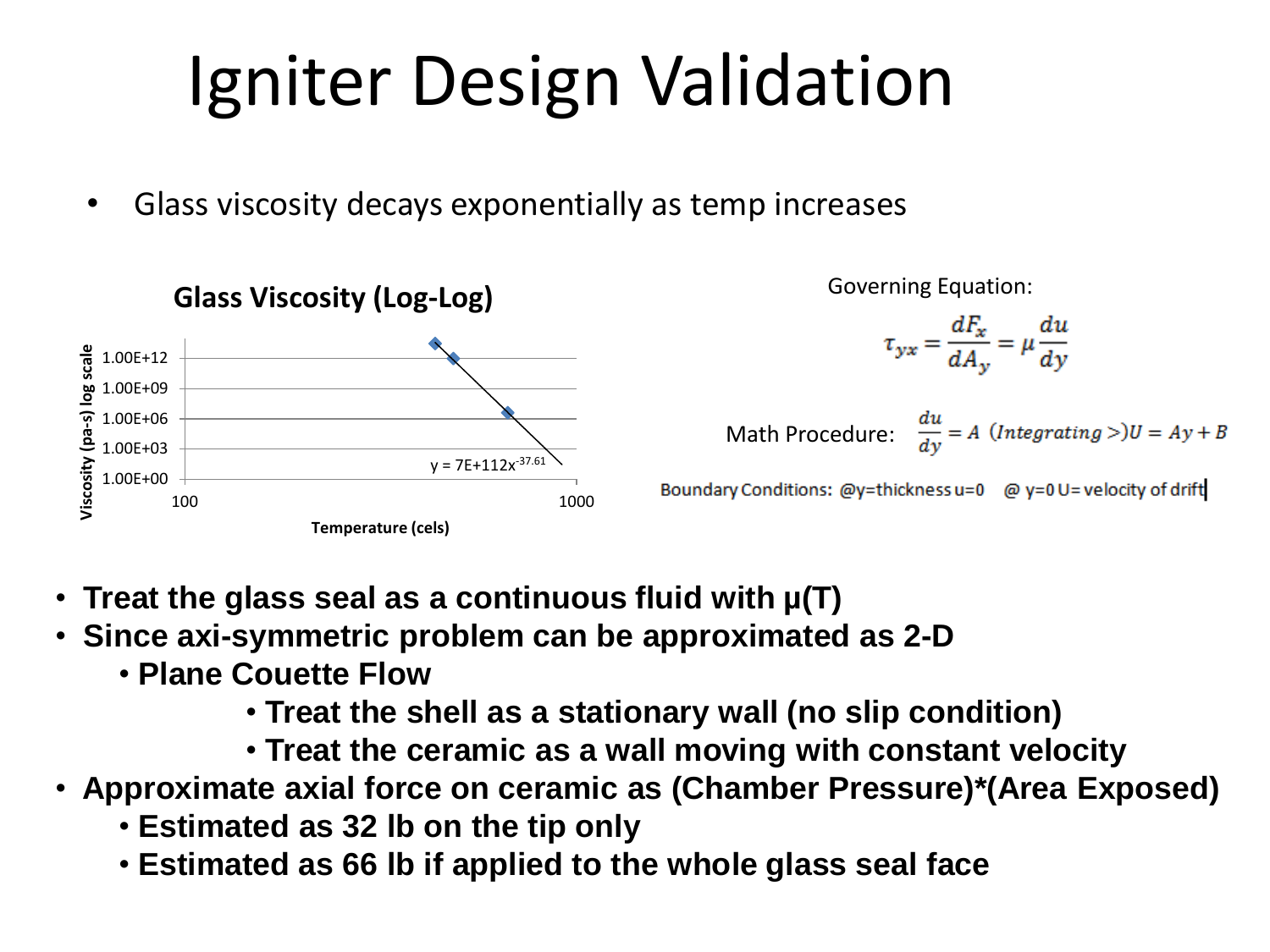# Igniter Design Validation

- Glass viscosity decays exponentially as temp increases

**Glass Viscosity (Log-Log)**

Viscosity (pa-s) log scale: 1.00E+00, 1.00E+03, 1.00E+06, 1.00E+09, 1.00E+12

Temperature (cels): 100, 1000

$y = 7E+112x^{-37.61}$

Governing Equation:

$$\tau_{yx} = \frac{dF_x}{dA_y} = \mu \frac{du}{dy}$$

Math Procedure: $\frac{du}{dy} = A$ (Integrating >) $U = Ay + B$

Boundary Conditions: @y=thickness u=0 @ y=0 U=velocity of drift

- **Treat the glass seal as a continuous fluid with μ(T)**
- **Since axi-symmetric problem can be approximated as 2-D**
  - **Plane Couette Flow**
    - **Treat the shell as a stationary wall (no slip condition)**
    - **Treat the ceramic as a wall moving with constant velocity**
- **Approximate axial force on ceramic as (Chamber Pressure)*(Area Exposed)**
  - **Estimated as 32 lb on the tip only**
  - **Estimated as 66 lb if applied to the whole glass seal face**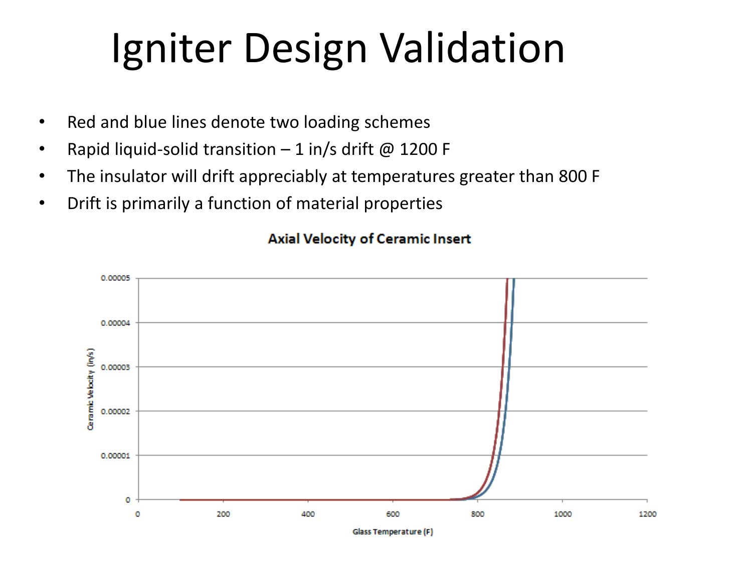# Igniter Design Validation

- Red and blue lines denote two loading schemes
- Rapid liquid-solid transition – 1 in/s drift @ 1200 F
- The insulator will drift appreciably at temperatures greater than 800 F
- Drift is primarily a function of material properties

**Axial Velocity of Ceramic Insert**

Ceramic Velocity (in/s)

0.00005
0.00004
0.00003
0.00002
0.00001
0

0 200 400 600 800 1000 1200

Glass Temperature (F)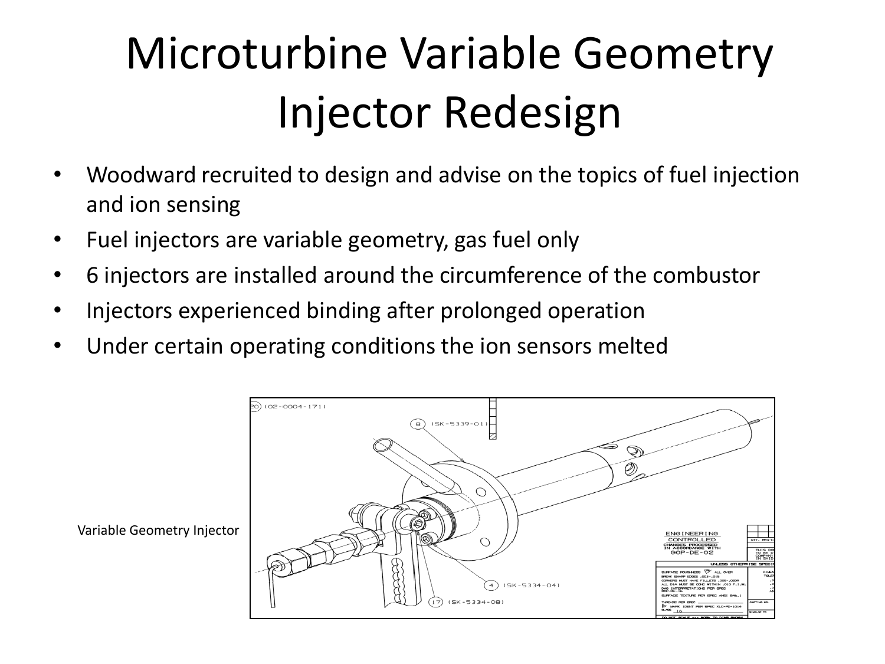# Microturbine Variable Geometry Injector Redesign

- Woodward recruited to design and advise on the topics of fuel injection and ion sensing
- Fuel injectors are variable geometry, gas fuel only
- 6 injectors are installed around the circumference of the combustor
- Injectors experienced binding after prolonged operation
- Under certain operating conditions the ion sensors melted

Variable Geometry Injector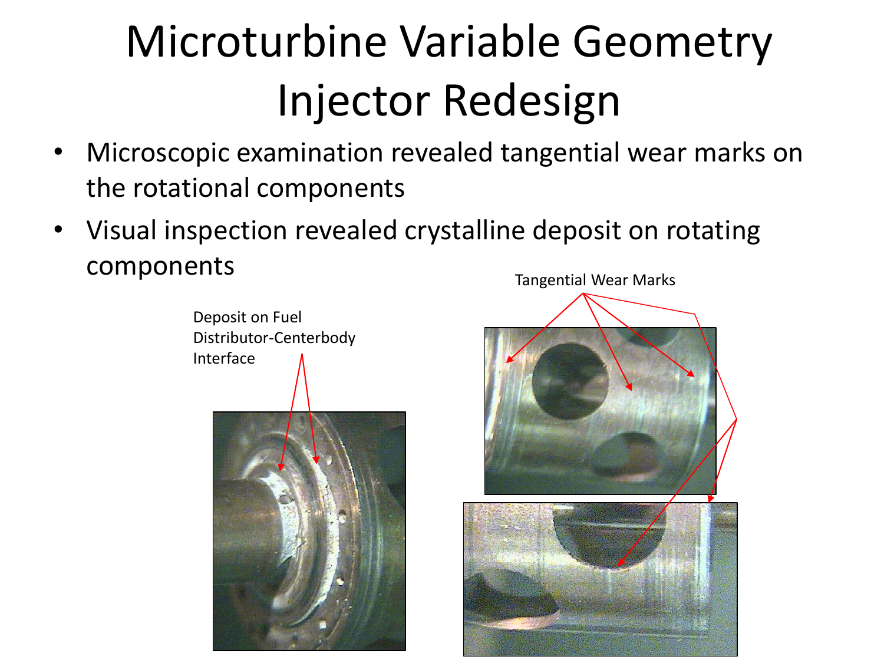# Microturbine Variable Geometry Injector Redesign

- Microscopic examination revealed tangential wear marks on the rotational components
- Visual inspection revealed crystalline deposit on rotating components

Deposit on Fuel Distributor-Centerbody Interface

Tangential Wear Marks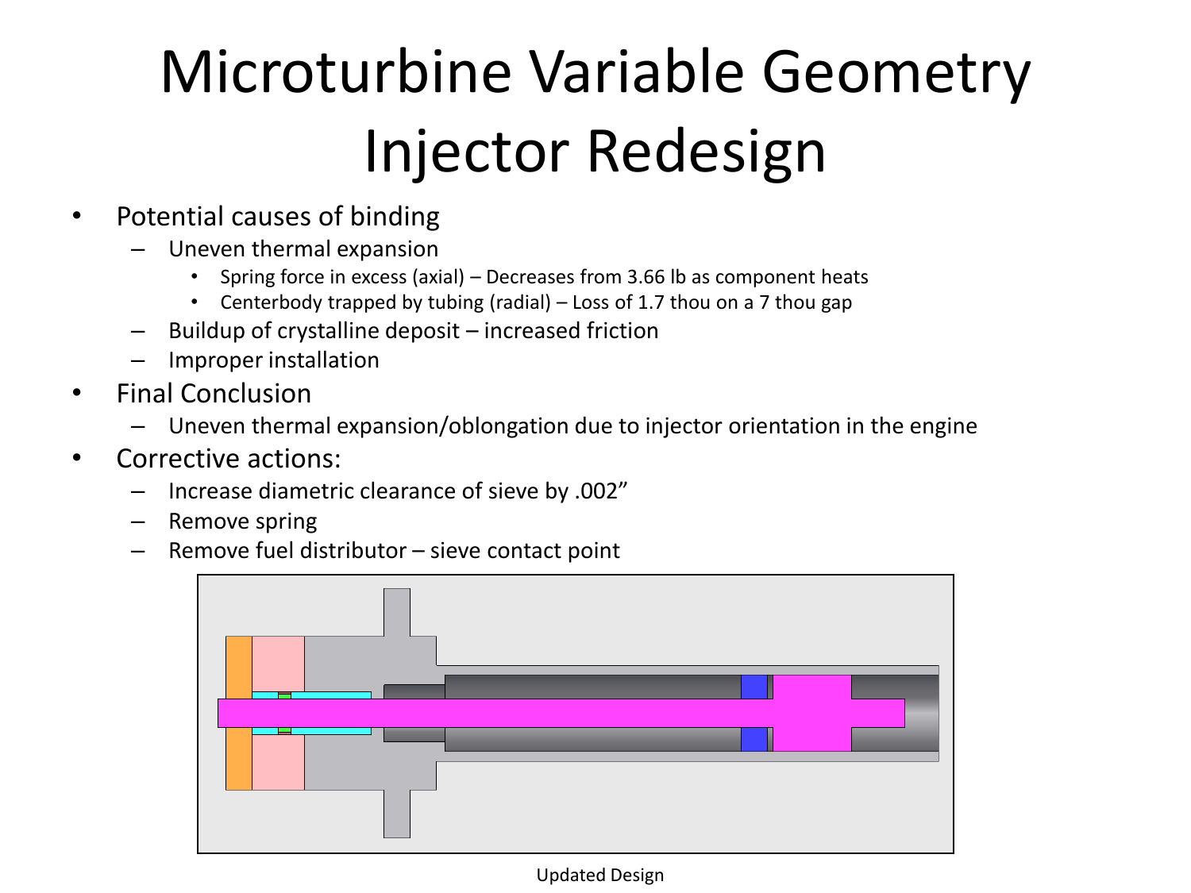# Microturbine Variable Geometry Injector Redesign

- Potential causes of binding
  - Uneven thermal expansion
    - Spring force in excess (axial) – Decreases from 3.66 lb as component heats
    - Centerbody trapped by tubing (radial) – Loss of 1.7 thou on a 7 thou gap
  - Buildup of crystalline deposit – increased friction
  - Improper installation
- Final Conclusion
  - Uneven thermal expansion/oblongation due to injector orientation in the engine
- Corrective actions:
  - Increase diametric clearance of sieve by .002”
  - Remove spring
  - Remove fuel distributor – sieve contact point

Updated Design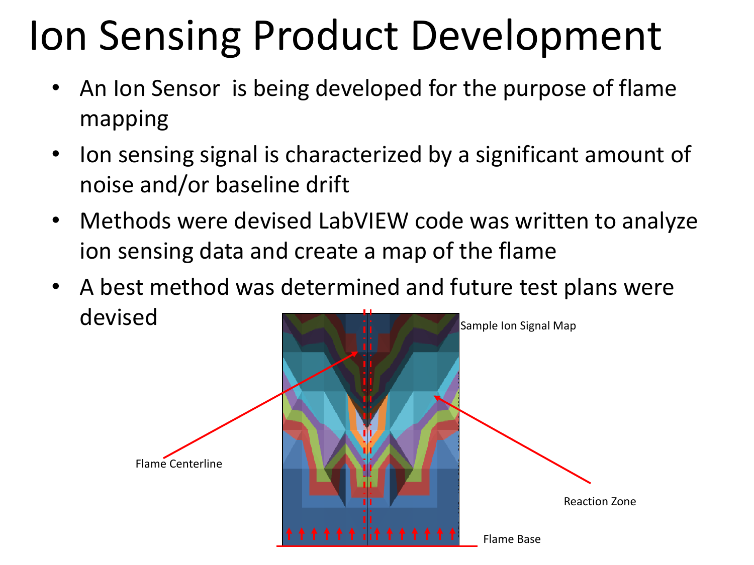# Ion Sensing Product Development

- An Ion Sensor is being developed for the purpose of flame mapping
- Ion sensing signal is characterized by a significant amount of noise and/or baseline drift
- Methods were devised LabVIEW code was written to analyze ion sensing data and create a map of the flame
- A best method was determined and future test plans were devised

Sample Ion Signal Map

Flame Centerline

Reaction Zone

Flame Base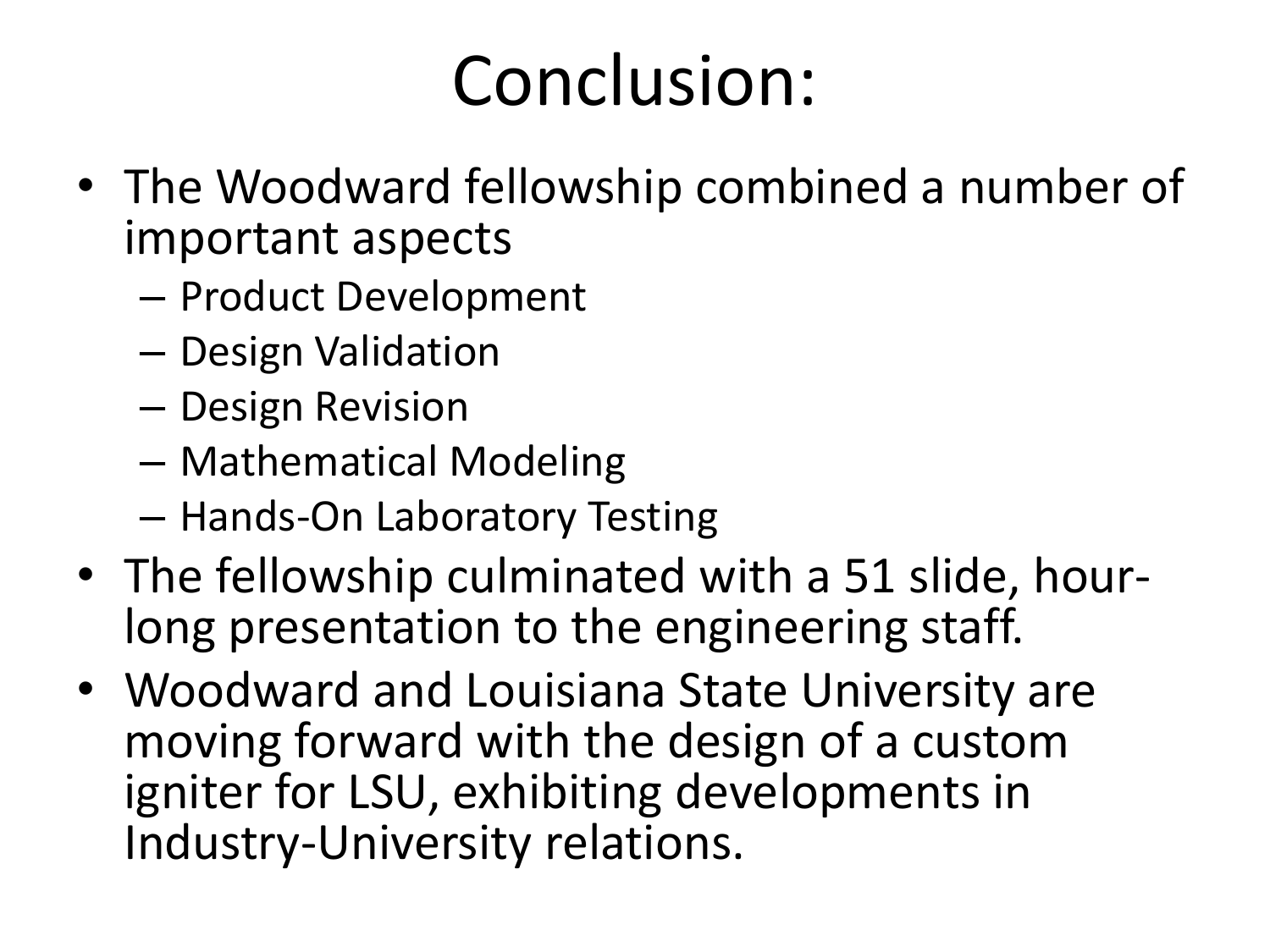# Conclusion:

- The Woodward fellowship combined a number of important aspects
  - Product Development
  - Design Validation
  - Design Revision
  - Mathematical Modeling
  - Hands-On Laboratory Testing
- The fellowship culminated with a 51 slide, hour-long presentation to the engineering staff.
- Woodward and Louisiana State University are moving forward with the design of a custom igniter for LSU, exhibiting developments in Industry-University relations.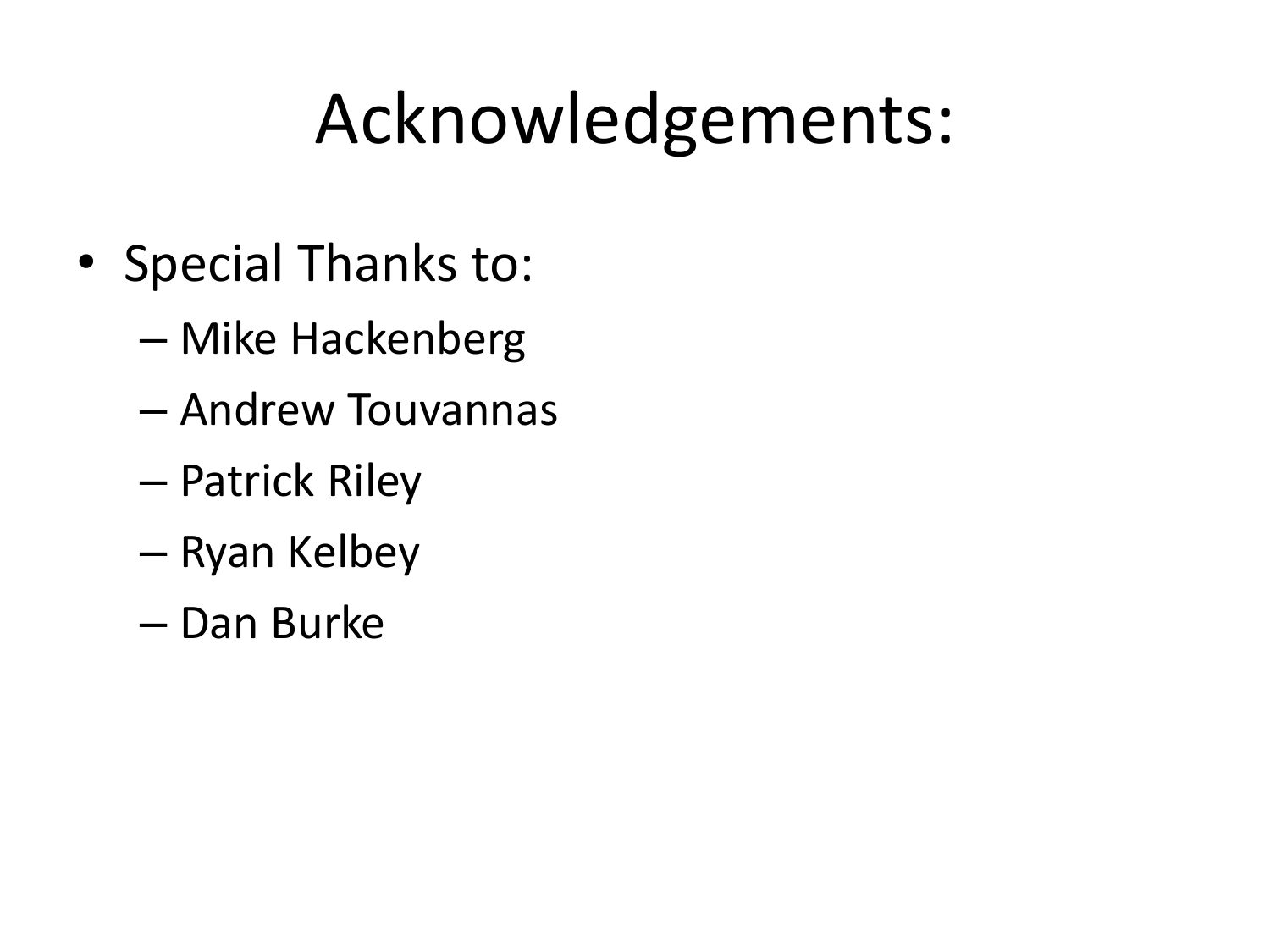# Acknowledgements:

- Special Thanks to:
  - Mike Hackenberg
  - Andrew Touvannas
  - Patrick Riley
  - Ryan Kelbey
  - Dan Burke